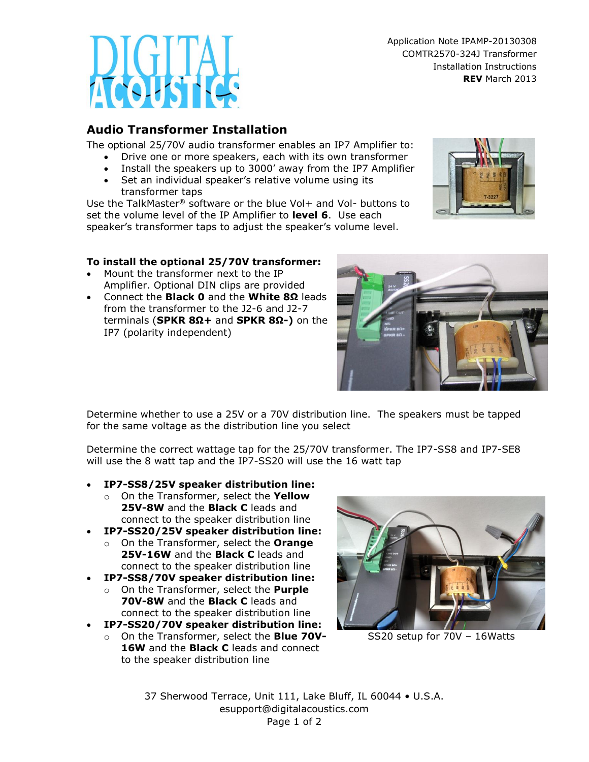Application Note IPAMP-20130308
COMTR2570-324J Transformer
Installation Instructions
**REV** March 2013

## Audio Transformer Installation

The optional 25/70V audio transformer enables an IP7 Amplifier to:

- Drive one or more speakers, each with its own transformer
- Install the speakers up to 3000' away from the IP7 Amplifier
- Set an individual speaker's relative volume using its transformer taps

Use the TalkMaster® software or the blue Vol+ and Vol- buttons to set the volume level of the IP Amplifier to **level 6**. Use each speaker's transformer taps to adjust the speaker's volume level.

**To install the optional 25/70V transformer:**

- Mount the transformer next to the IP Amplifier. Optional DIN clips are provided
- Connect the **Black 0** and the **White 8Ω** leads from the transformer to the J2-6 and J2-7 terminals (**SPKR 8Ω+** and **SPKR 8Ω-)** on the IP7 (polarity independent)

Determine whether to use a 25V or a 70V distribution line. The speakers must be tapped for the same voltage as the distribution line you select

Determine the correct wattage tap for the 25/70V transformer. The IP7-SS8 and IP7-SE8 will use the 8 watt tap and the IP7-SS20 will use the 16 watt tap

- **IP7-SS8/25V speaker distribution line:**
  - On the Transformer, select the **Yellow 25V-8W** and the **Black C** leads and connect to the speaker distribution line
- **IP7-SS20/25V speaker distribution line:**
  - On the Transformer, select the **Orange 25V-16W** and the **Black C** leads and connect to the speaker distribution line
- **IP7-SS8/70V speaker distribution line:**
  - On the Transformer, select the **Purple 70V-8W** and the **Black C** leads and connect to the speaker distribution line
- **IP7-SS20/70V speaker distribution line:**
  - On the Transformer, select the **Blue 70V-16W** and the **Black C** leads and connect to the speaker distribution line

SS20 setup for 70V – 16Watts

37 Sherwood Terrace, Unit 111, Lake Bluff, IL 60044 • U.S.A.
esupport@digitalacoustics.com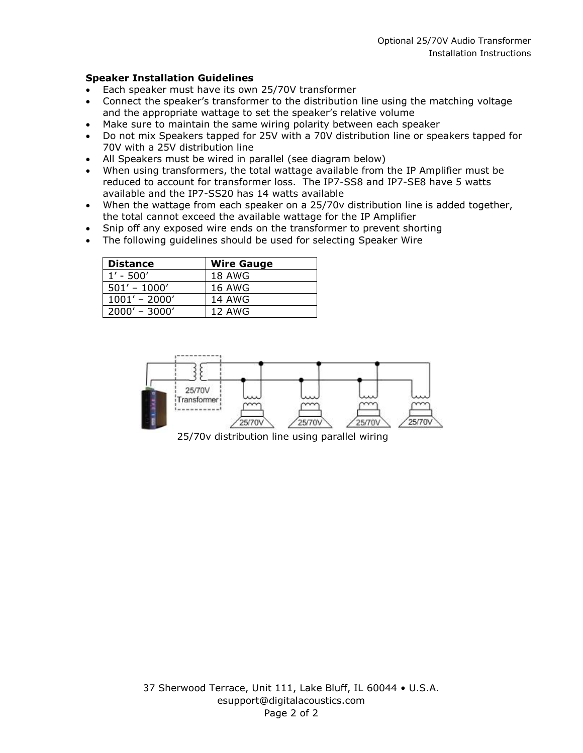### Speaker Installation Guidelines

- Each speaker must have its own 25/70V transformer
- Connect the speaker's transformer to the distribution line using the matching voltage and the appropriate wattage to set the speaker's relative volume
- Make sure to maintain the same wiring polarity between each speaker
- Do not mix Speakers tapped for 25V with a 70V distribution line or speakers tapped for 70V with a 25V distribution line
- All Speakers must be wired in parallel (see diagram below)
- When using transformers, the total wattage available from the IP Amplifier must be reduced to account for transformer loss. The IP7-SS8 and IP7-SE8 have 5 watts available and the IP7-SS20 has 14 watts available
- When the wattage from each speaker on a 25/70v distribution line is added together, the total cannot exceed the available wattage for the IP Amplifier
- Snip off any exposed wire ends on the transformer to prevent shorting
- The following guidelines should be used for selecting Speaker Wire

| Distance | Wire Gauge |
|---|---|
| 1' - 500' | 18 AWG |
| 501' – 1000' | 16 AWG |
| 1001' – 2000' | 14 AWG |
| 2000' – 3000' | 12 AWG |

25/70V Transformer

25/70V

25/70V

25/70V

25/70V

25/70v distribution line using parallel wiring